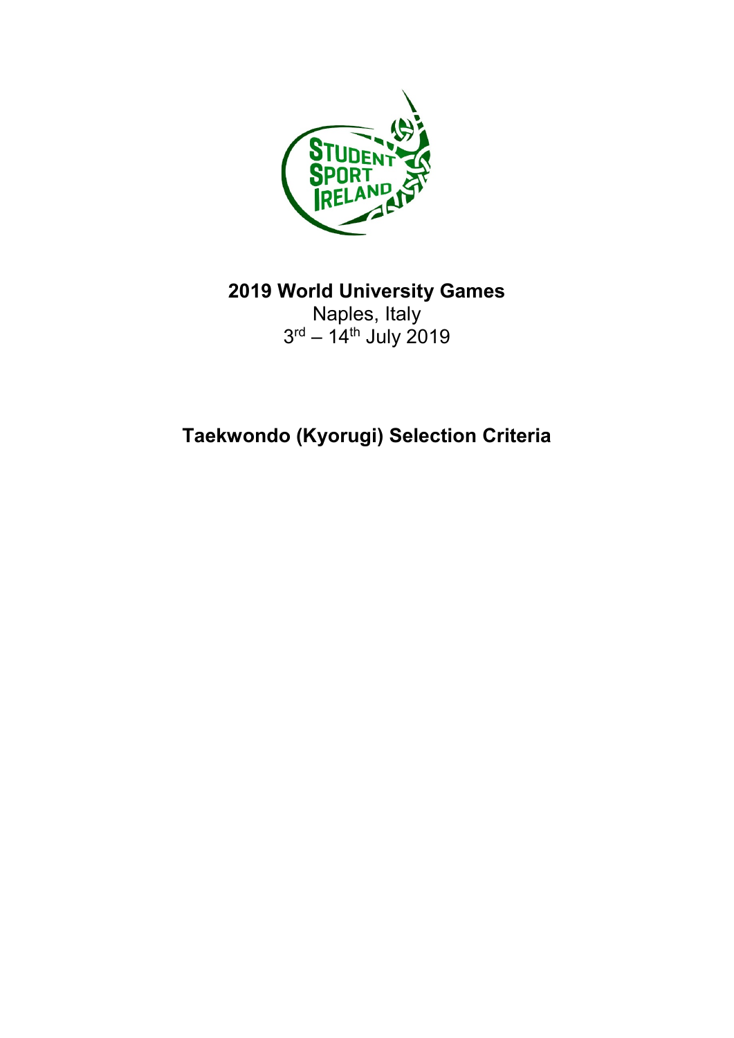# 2019 World University Games

Naples, Italy

3rd – 14th July 2019

## Taekwondo (Kyorugi) Selection Criteria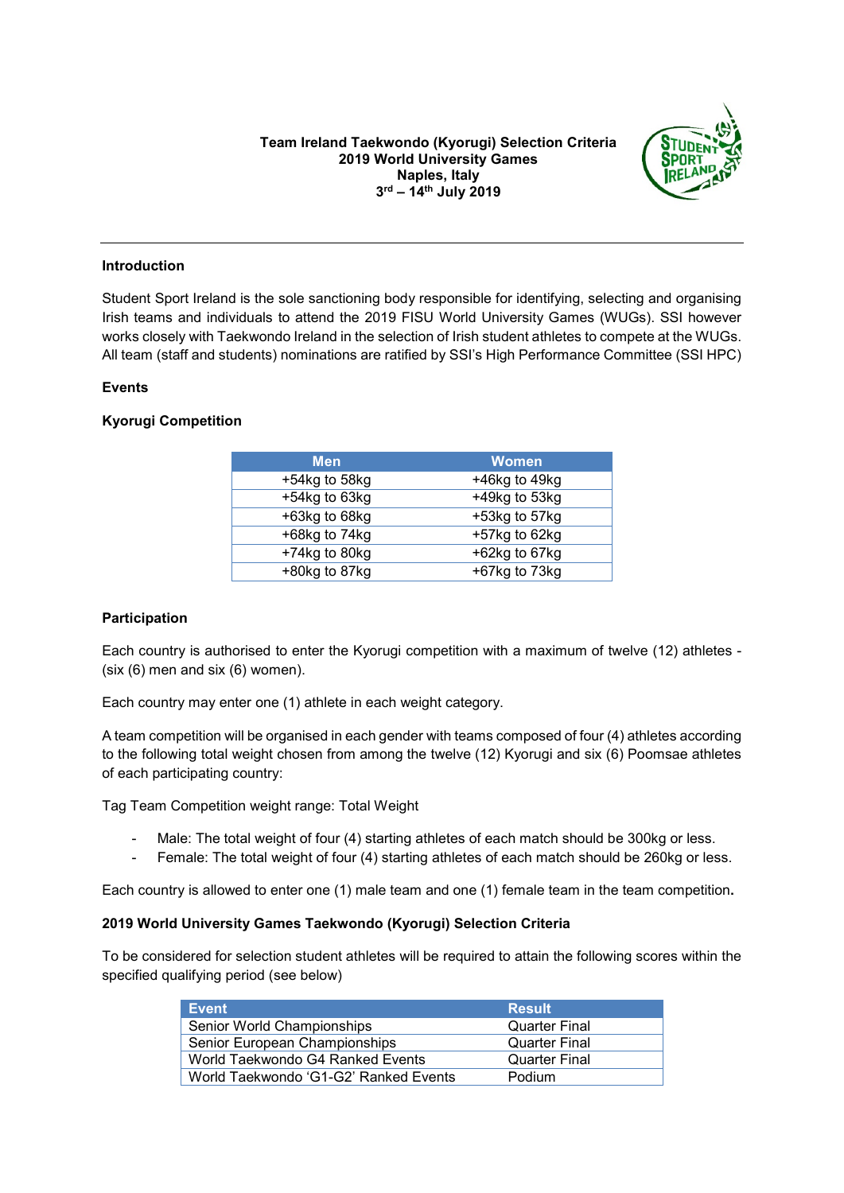**Team Ireland Taekwondo (Kyorugi) Selection Criteria**
**2019 World University Games**
**Naples, Italy**
**3rd – 14th July 2019**

---

### Introduction

Student Sport Ireland is the sole sanctioning body responsible for identifying, selecting and organising Irish teams and individuals to attend the 2019 FISU World University Games (WUGs). SSI however works closely with Taekwondo Ireland in the selection of Irish student athletes to compete at the WUGs. All team (staff and students) nominations are ratified by SSI's High Performance Committee (SSI HPC)

### Events

### Kyorugi Competition

| Men | Women |
|---|---|
| +54kg to 58kg | +46kg to 49kg |
| +54kg to 63kg | +49kg to 53kg |
| +63kg to 68kg | +53kg to 57kg |
| +68kg to 74kg | +57kg to 62kg |
| +74kg to 80kg | +62kg to 67kg |
| +80kg to 87kg | +67kg to 73kg |

### Participation

Each country is authorised to enter the Kyorugi competition with a maximum of twelve (12) athletes - (six (6) men and six (6) women).

Each country may enter one (1) athlete in each weight category.

A team competition will be organised in each gender with teams composed of four (4) athletes according to the following total weight chosen from among the twelve (12) Kyorugi and six (6) Poomsae athletes of each participating country:

Tag Team Competition weight range: Total Weight

- Male: The total weight of four (4) starting athletes of each match should be 300kg or less.
- Female: The total weight of four (4) starting athletes of each match should be 260kg or less.

Each country is allowed to enter one (1) male team and one (1) female team in the team competition**.**

### 2019 World University Games Taekwondo (Kyorugi) Selection Criteria

To be considered for selection student athletes will be required to attain the following scores within the specified qualifying period (see below)

| Event | Result |
|---|---|
| Senior World Championships | Quarter Final |
| Senior European Championships | Quarter Final |
| World Taekwondo G4 Ranked Events | Quarter Final |
| World Taekwondo 'G1-G2' Ranked Events | Podium |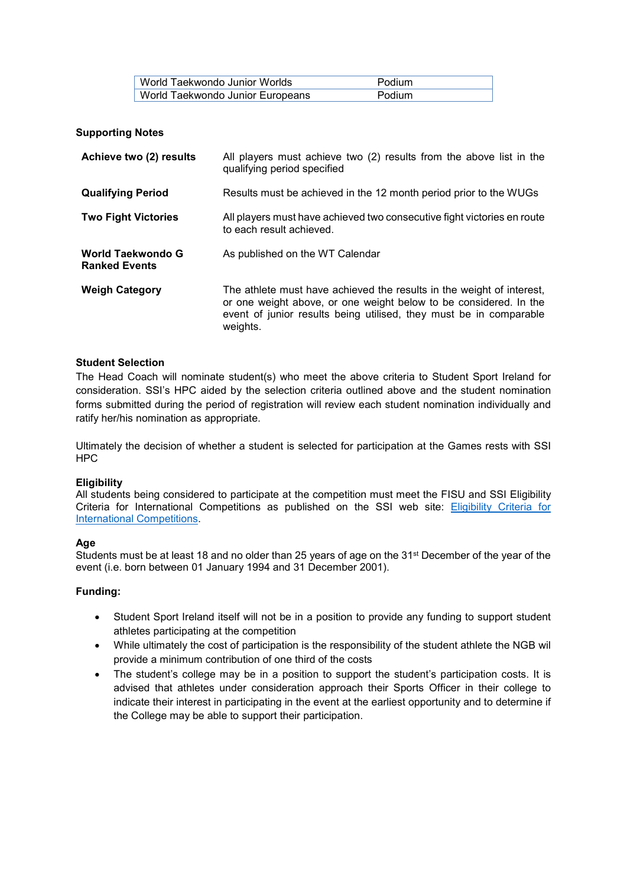| | |
|---|---|
| World Taekwondo Junior Worlds | Podium |
| World Taekwondo Junior Europeans | Podium |

**Supporting Notes**

| | |
|---|---|
| **Achieve two (2) results** | All players must achieve two (2) results from the above list in the qualifying period specified |
| **Qualifying Period** | Results must be achieved in the 12 month period prior to the WUGs |
| **Two Fight Victories** | All players must have achieved two consecutive fight victories en route to each result achieved. |
| **World Taekwondo G Ranked Events** | As published on the WT Calendar |
| **Weigh Category** | The athlete must have achieved the results in the weight of interest, or one weight above, or one weight below to be considered. In the event of junior results being utilised, they must be in comparable weights. |

**Student Selection**

The Head Coach will nominate student(s) who meet the above criteria to Student Sport Ireland for consideration. SSI's HPC aided by the selection criteria outlined above and the student nomination forms submitted during the period of registration will review each student nomination individually and ratify her/his nomination as appropriate.

Ultimately the decision of whether a student is selected for participation at the Games rests with SSI HPC

**Eligibility**

All students being considered to participate at the competition must meet the FISU and SSI Eligibility Criteria for International Competitions as published on the SSI web site: Eligibility Criteria for International Competitions.

**Age**

Students must be at least 18 and no older than 25 years of age on the 31st December of the year of the event (i.e. born between 01 January 1994 and 31 December 2001).

**Funding:**

- Student Sport Ireland itself will not be in a position to provide any funding to support student athletes participating at the competition
- While ultimately the cost of participation is the responsibility of the student athlete the NGB wil provide a minimum contribution of one third of the costs
- The student's college may be in a position to support the student's participation costs. It is advised that athletes under consideration approach their Sports Officer in their college to indicate their interest in participating in the event at the earliest opportunity and to determine if the College may be able to support their participation.